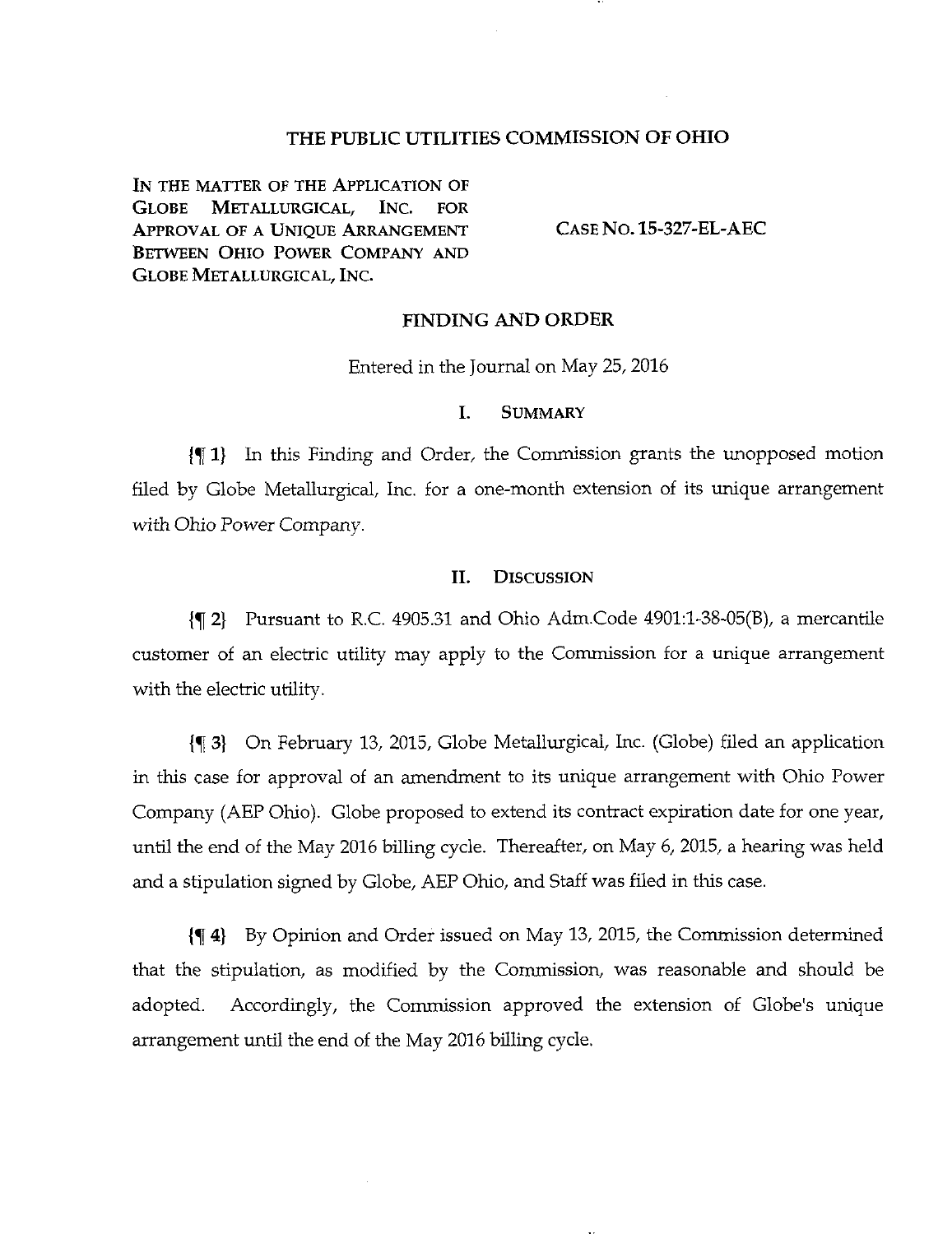# THE PUBLIC UTILITIES COMMISSION OF OHIO

IN THE MATTER OF THE APPLICATION OF GLOBE METALLURGICAL, INC. FOR APPROVAL OF A UNIQUE ARRANGEMENT BETWEEN OHIO POWER COMPANY AND GLOBE METALLURGICAL, INC.

CASE NO. 15-327-EL-AEC

## FINDING AND ORDER

Entered in the Journal on May 25, 2016

### I. SUMMARY

{¶ 1} In this Finding and Order, the Commission grants the unopposed motion filed by Globe Metallurgical, Inc. for a one-month extension of its unique arrangement with Ohio Power Company.

### II. DISCUSSION

{¶ 2} Pursuant to R.C. 4905.31 and Ohio Adm.Code 4901:1-38-05(B), a mercantile customer of an electric utility may apply to the Commission for a unique arrangement with the electric utility.

{¶ 3} On February 13, 2015, Globe Metallurgical, Inc. (Globe) filed an application in this case for approval of an amendment to its unique arrangement with Ohio Power Company (AEP Ohio). Globe proposed to extend its contract expiration date for one year, until the end of the May 2016 billing cycle. Thereafter, on May 6, 2015, a hearing was held and a stipulation signed by Globe, AEP Ohio, and Staff was filed in this case.

{¶ 4} By Opinion and Order issued on May 13, 2015, the Commission determined that the stipulation, as modified by the Commission, was reasonable and should be adopted. Accordingly, the Commission approved the extension of Globe's unique arrangement until the end of the May 2016 billing cycle.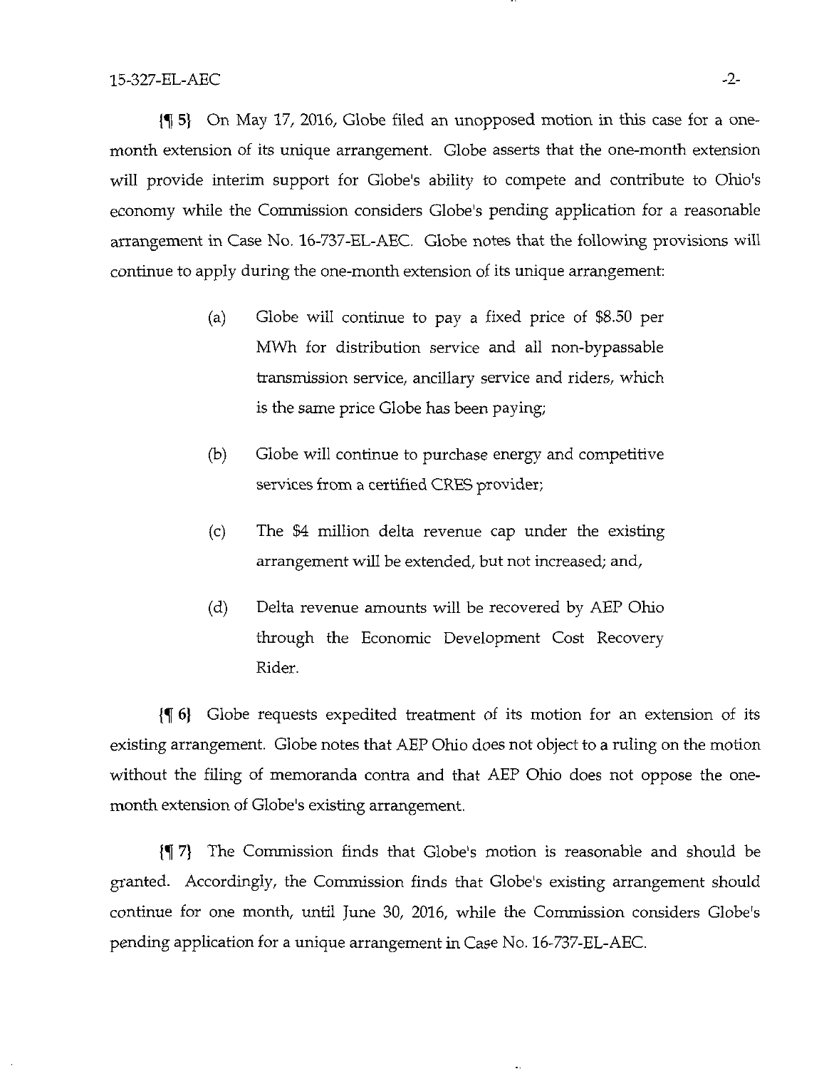{¶ 5} On May 17, 2016, Globe filed an unopposed motion in this case for a one-month extension of its unique arrangement. Globe asserts that the one-month extension will provide interim support for Globe's ability to compete and contribute to Ohio's economy while the Commission considers Globe's pending application for a reasonable arrangement in Case No. 16-737-EL-AEC. Globe notes that the following provisions will continue to apply during the one-month extension of its unique arrangement:

(a) Globe will continue to pay a fixed price of $8.50 per MWh for distribution service and all non-bypassable transmission service, ancillary service and riders, which is the same price Globe has been paying;

(b) Globe will continue to purchase energy and competitive services from a certified CRES provider;

(c) The $4 million delta revenue cap under the existing arrangement will be extended, but not increased; and,

(d) Delta revenue amounts will be recovered by AEP Ohio through the Economic Development Cost Recovery Rider.

{¶ 6} Globe requests expedited treatment of its motion for an extension of its existing arrangement. Globe notes that AEP Ohio does not object to a ruling on the motion without the filing of memoranda contra and that AEP Ohio does not oppose the one-month extension of Globe's existing arrangement.

{¶ 7} The Commission finds that Globe's motion is reasonable and should be granted. Accordingly, the Commission finds that Globe's existing arrangement should continue for one month, until June 30, 2016, while the Commission considers Globe's pending application for a unique arrangement in Case No. 16-737-EL-AEC.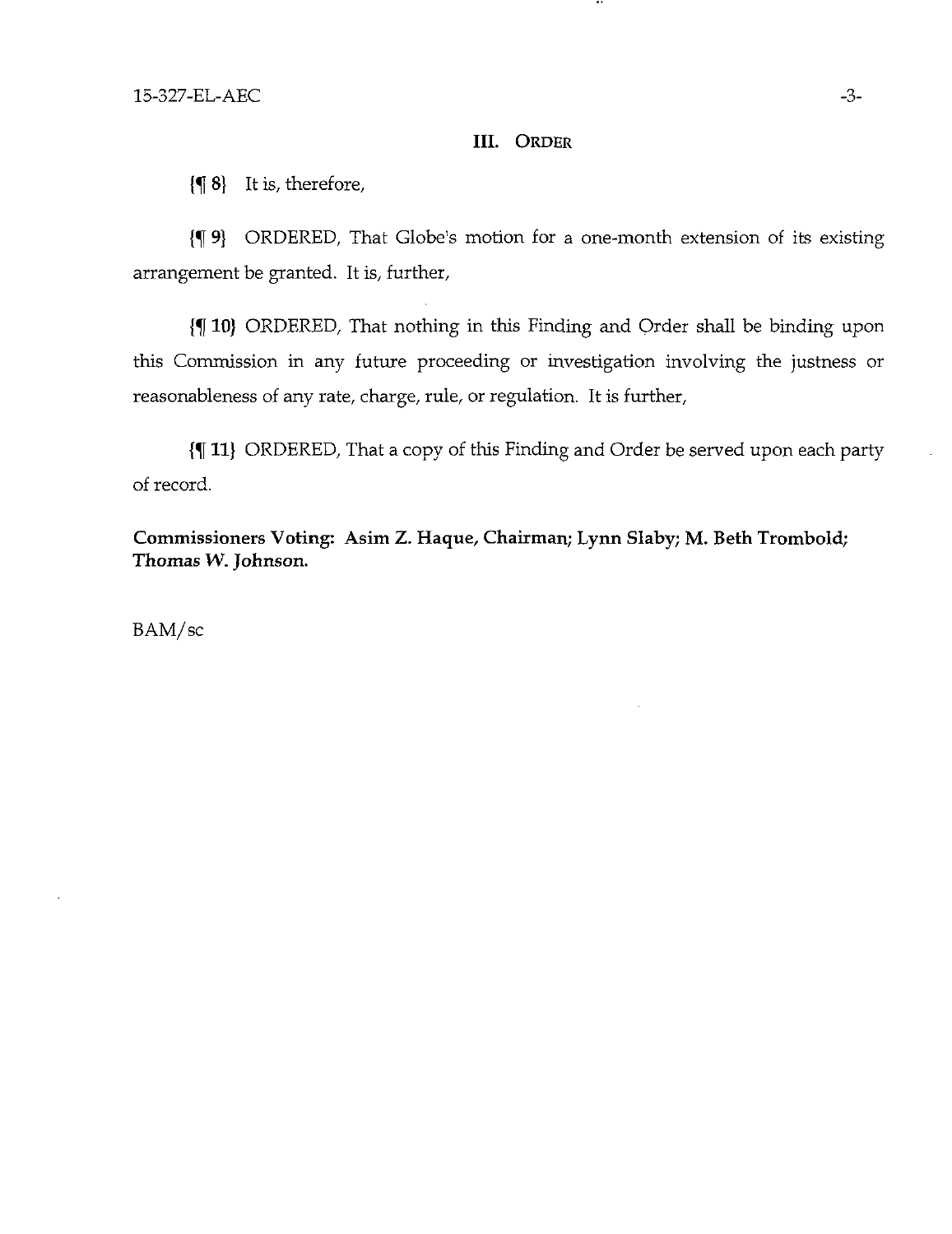## III. ORDER

{¶ 8} It is, therefore,

{¶ 9} ORDERED, That Globe's motion for a one-month extension of its existing arrangement be granted. It is, further,

{¶ 10} ORDERED, That nothing in this Finding and Order shall be binding upon this Commission in any future proceeding or investigation involving the justness or reasonableness of any rate, charge, rule, or regulation. It is further,

{¶ 11} ORDERED, That a copy of this Finding and Order be served upon each party of record.

**Commissioners Voting: Asim Z. Haque, Chairman; Lynn Slaby; M. Beth Trombold; Thomas W. Johnson.**

BAM/sc